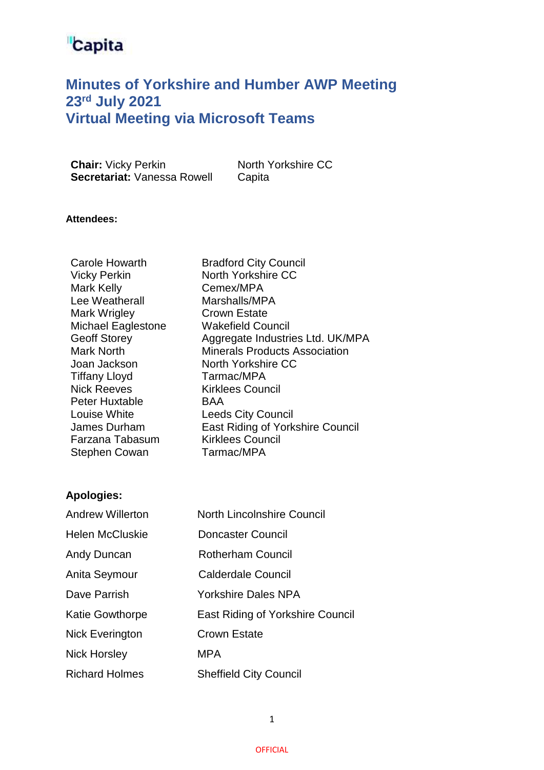Capita

# Minutes of Yorkshire and Humber AWP Meeting 23rd July 2021 Virtual Meeting via Microsoft Teams

| | |
|---|---|
| **Chair:** Vicky Perkin | North Yorkshire CC |
| **Secretariat:** Vanessa Rowell | Capita |

**Attendees:**

| | |
|---|---|
| Carole Howarth | Bradford City Council |
| Vicky Perkin | North Yorkshire CC |
| Mark Kelly | Cemex/MPA |
| Lee Weatherall | Marshalls/MPA |
| Mark Wrigley | Crown Estate |
| Michael Eaglestone | Wakefield Council |
| Geoff Storey | Aggregate Industries Ltd. UK/MPA |
| Mark North | Minerals Products Association |
| Joan Jackson | North Yorkshire CC |
| Tiffany Lloyd | Tarmac/MPA |
| Nick Reeves | Kirklees Council |
| Peter Huxtable | BAA |
| Louise White | Leeds City Council |
| James Durham | East Riding of Yorkshire Council |
| Farzana Tabasum | Kirklees Council |
| Stephen Cowan | Tarmac/MPA |

**Apologies:**

| | |
|---|---|
| Andrew Willerton | North Lincolnshire Council |
| Helen McCluskie | Doncaster Council |
| Andy Duncan | Rotherham Council |
| Anita Seymour | Calderdale Council |
| Dave Parrish | Yorkshire Dales NPA |
| Katie Gowthorpe | East Riding of Yorkshire Council |
| Nick Everington | Crown Estate |
| Nick Horsley | MPA |
| Richard Holmes | Sheffield City Council |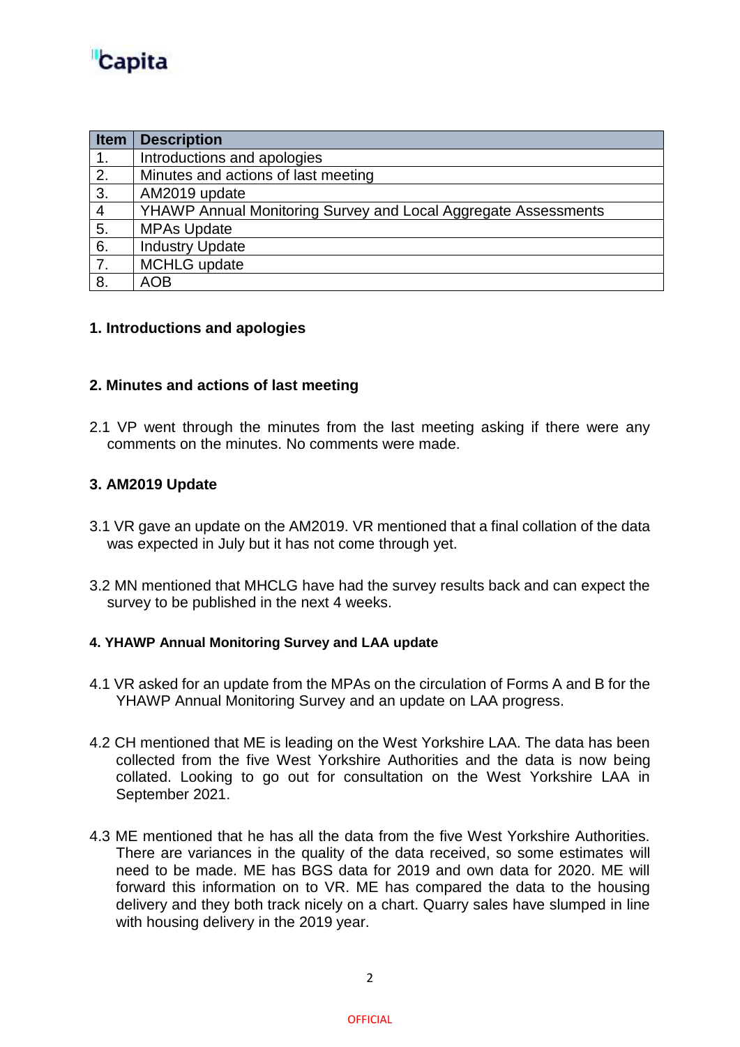| Item | Description |
| --- | --- |
| 1. | Introductions and apologies |
| 2. | Minutes and actions of last meeting |
| 3. | AM2019 update |
| 4 | YHAWP Annual Monitoring Survey and Local Aggregate Assessments |
| 5. | MPAs Update |
| 6. | Industry Update |
| 7. | MCHLG update |
| 8. | AOB |

## 1. Introductions and apologies

## 2. Minutes and actions of last meeting

2.1 VP went through the minutes from the last meeting asking if there were any comments on the minutes. No comments were made.

## 3. AM2019 Update

3.1 VR gave an update on the AM2019. VR mentioned that a final collation of the data was expected in July but it has not come through yet.

3.2 MN mentioned that MHCLG have had the survey results back and can expect the survey to be published in the next 4 weeks.

### 4. YHAWP Annual Monitoring Survey and LAA update

4.1 VR asked for an update from the MPAs on the circulation of Forms A and B for the YHAWP Annual Monitoring Survey and an update on LAA progress.

4.2 CH mentioned that ME is leading on the West Yorkshire LAA. The data has been collected from the five West Yorkshire Authorities and the data is now being collated. Looking to go out for consultation on the West Yorkshire LAA in September 2021.

4.3 ME mentioned that he has all the data from the five West Yorkshire Authorities. There are variances in the quality of the data received, so some estimates will need to be made. ME has BGS data for 2019 and own data for 2020. ME will forward this information on to VR. ME has compared the data to the housing delivery and they both track nicely on a chart. Quarry sales have slumped in line with housing delivery in the 2019 year.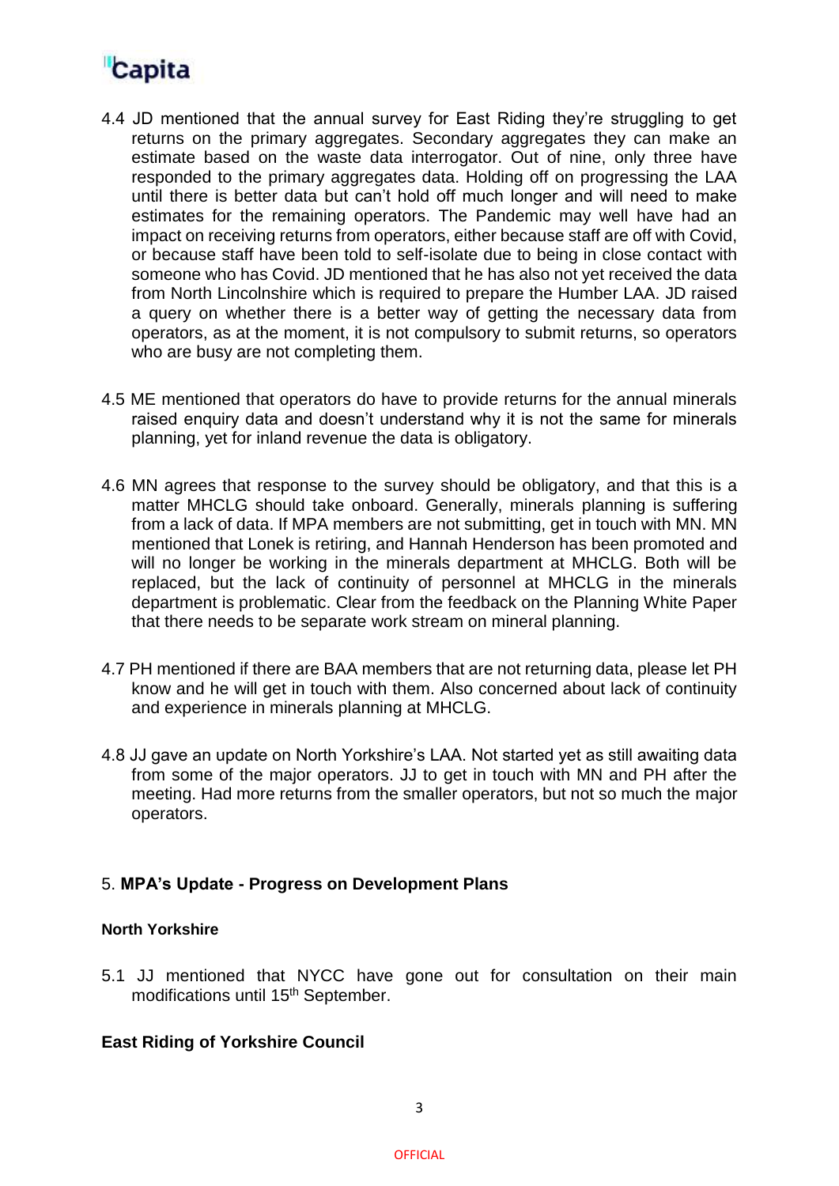4.4 JD mentioned that the annual survey for East Riding they're struggling to get returns on the primary aggregates. Secondary aggregates they can make an estimate based on the waste data interrogator. Out of nine, only three have responded to the primary aggregates data. Holding off on progressing the LAA until there is better data but can't hold off much longer and will need to make estimates for the remaining operators. The Pandemic may well have had an impact on receiving returns from operators, either because staff are off with Covid, or because staff have been told to self-isolate due to being in close contact with someone who has Covid. JD mentioned that he has also not yet received the data from North Lincolnshire which is required to prepare the Humber LAA. JD raised a query on whether there is a better way of getting the necessary data from operators, as at the moment, it is not compulsory to submit returns, so operators who are busy are not completing them.

4.5 ME mentioned that operators do have to provide returns for the annual minerals raised enquiry data and doesn't understand why it is not the same for minerals planning, yet for inland revenue the data is obligatory.

4.6 MN agrees that response to the survey should be obligatory, and that this is a matter MHCLG should take onboard. Generally, minerals planning is suffering from a lack of data. If MPA members are not submitting, get in touch with MN. MN mentioned that Lonek is retiring, and Hannah Henderson has been promoted and will no longer be working in the minerals department at MHCLG. Both will be replaced, but the lack of continuity of personnel at MHCLG in the minerals department is problematic. Clear from the feedback on the Planning White Paper that there needs to be separate work stream on mineral planning.

4.7 PH mentioned if there are BAA members that are not returning data, please let PH know and he will get in touch with them. Also concerned about lack of continuity and experience in minerals planning at MHCLG.

4.8 JJ gave an update on North Yorkshire's LAA. Not started yet as still awaiting data from some of the major operators. JJ to get in touch with MN and PH after the meeting. Had more returns from the smaller operators, but not so much the major operators.

## 5. MPA's Update - Progress on Development Plans

### North Yorkshire

5.1 JJ mentioned that NYCC have gone out for consultation on their main modifications until 15th September.

### East Riding of Yorkshire Council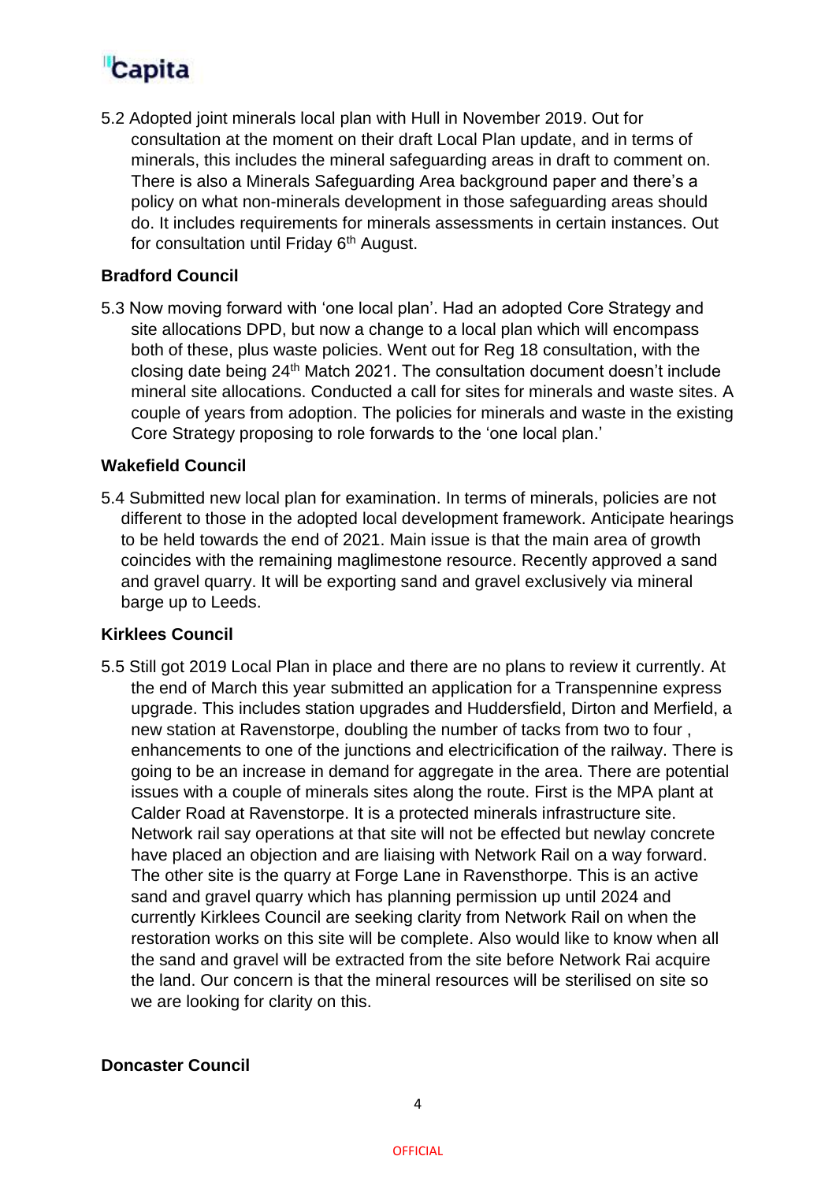5.2 Adopted joint minerals local plan with Hull in November 2019. Out for consultation at the moment on their draft Local Plan update, and in terms of minerals, this includes the mineral safeguarding areas in draft to comment on. There is also a Minerals Safeguarding Area background paper and there's a policy on what non-minerals development in those safeguarding areas should do. It includes requirements for minerals assessments in certain instances. Out for consultation until Friday 6th August.

**Bradford Council**

5.3 Now moving forward with 'one local plan'. Had an adopted Core Strategy and site allocations DPD, but now a change to a local plan which will encompass both of these, plus waste policies. Went out for Reg 18 consultation, with the closing date being 24th Match 2021. The consultation document doesn't include mineral site allocations. Conducted a call for sites for minerals and waste sites. A couple of years from adoption. The policies for minerals and waste in the existing Core Strategy proposing to role forwards to the 'one local plan.'

**Wakefield Council**

5.4 Submitted new local plan for examination. In terms of minerals, policies are not different to those in the adopted local development framework. Anticipate hearings to be held towards the end of 2021. Main issue is that the main area of growth coincides with the remaining maglimestone resource. Recently approved a sand and gravel quarry. It will be exporting sand and gravel exclusively via mineral barge up to Leeds.

**Kirklees Council**

5.5 Still got 2019 Local Plan in place and there are no plans to review it currently. At the end of March this year submitted an application for a Transpennine express upgrade. This includes station upgrades and Huddersfield, Dirton and Merfield, a new station at Ravenstorpe, doubling the number of tacks from two to four , enhancements to one of the junctions and electricification of the railway. There is going to be an increase in demand for aggregate in the area. There are potential issues with a couple of minerals sites along the route. First is the MPA plant at Calder Road at Ravenstorpe. It is a protected minerals infrastructure site. Network rail say operations at that site will not be effected but newlay concrete have placed an objection and are liaising with Network Rail on a way forward. The other site is the quarry at Forge Lane in Ravensthorpe. This is an active sand and gravel quarry which has planning permission up until 2024 and currently Kirklees Council are seeking clarity from Network Rail on when the restoration works on this site will be complete. Also would like to know when all the sand and gravel will be extracted from the site before Network Rai acquire the land. Our concern is that the mineral resources will be sterilised on site so we are looking for clarity on this.

**Doncaster Council**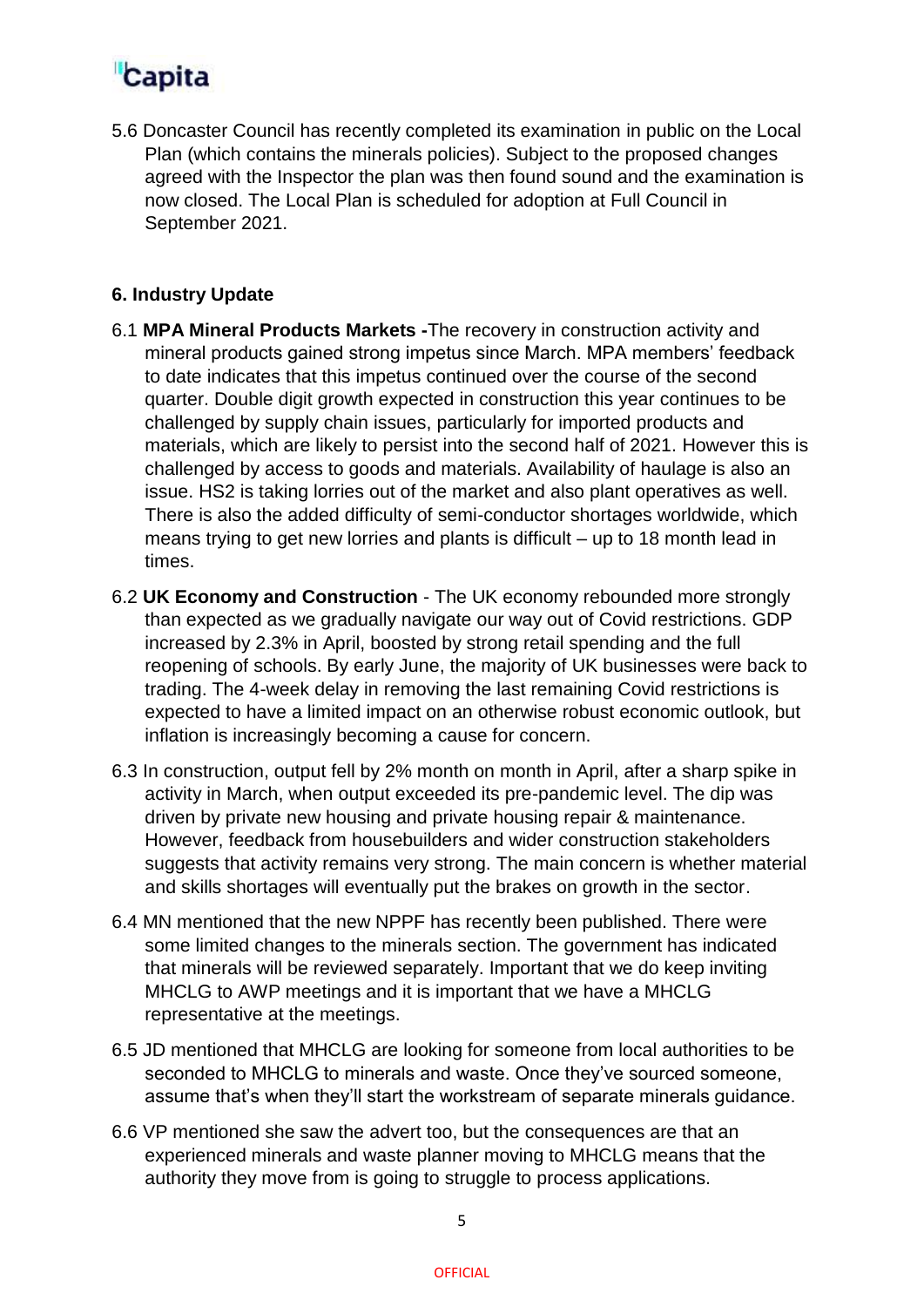5.6 Doncaster Council has recently completed its examination in public on the Local Plan (which contains the minerals policies). Subject to the proposed changes agreed with the Inspector the plan was then found sound and the examination is now closed. The Local Plan is scheduled for adoption at Full Council in September 2021.

**6. Industry Update**

6.1 **MPA Mineral Products Markets -**The recovery in construction activity and mineral products gained strong impetus since March. MPA members' feedback to date indicates that this impetus continued over the course of the second quarter. Double digit growth expected in construction this year continues to be challenged by supply chain issues, particularly for imported products and materials, which are likely to persist into the second half of 2021. However this is challenged by access to goods and materials. Availability of haulage is also an issue. HS2 is taking lorries out of the market and also plant operatives as well. There is also the added difficulty of semi-conductor shortages worldwide, which means trying to get new lorries and plants is difficult – up to 18 month lead in times.

6.2 **UK Economy and Construction** - The UK economy rebounded more strongly than expected as we gradually navigate our way out of Covid restrictions. GDP increased by 2.3% in April, boosted by strong retail spending and the full reopening of schools. By early June, the majority of UK businesses were back to trading. The 4-week delay in removing the last remaining Covid restrictions is expected to have a limited impact on an otherwise robust economic outlook, but inflation is increasingly becoming a cause for concern.

6.3 In construction, output fell by 2% month on month in April, after a sharp spike in activity in March, when output exceeded its pre-pandemic level. The dip was driven by private new housing and private housing repair & maintenance. However, feedback from housebuilders and wider construction stakeholders suggests that activity remains very strong. The main concern is whether material and skills shortages will eventually put the brakes on growth in the sector.

6.4 MN mentioned that the new NPPF has recently been published. There were some limited changes to the minerals section. The government has indicated that minerals will be reviewed separately. Important that we do keep inviting MHCLG to AWP meetings and it is important that we have a MHCLG representative at the meetings.

6.5 JD mentioned that MHCLG are looking for someone from local authorities to be seconded to MHCLG to minerals and waste. Once they've sourced someone, assume that's when they'll start the workstream of separate minerals guidance.

6.6 VP mentioned she saw the advert too, but the consequences are that an experienced minerals and waste planner moving to MHCLG means that the authority they move from is going to struggle to process applications.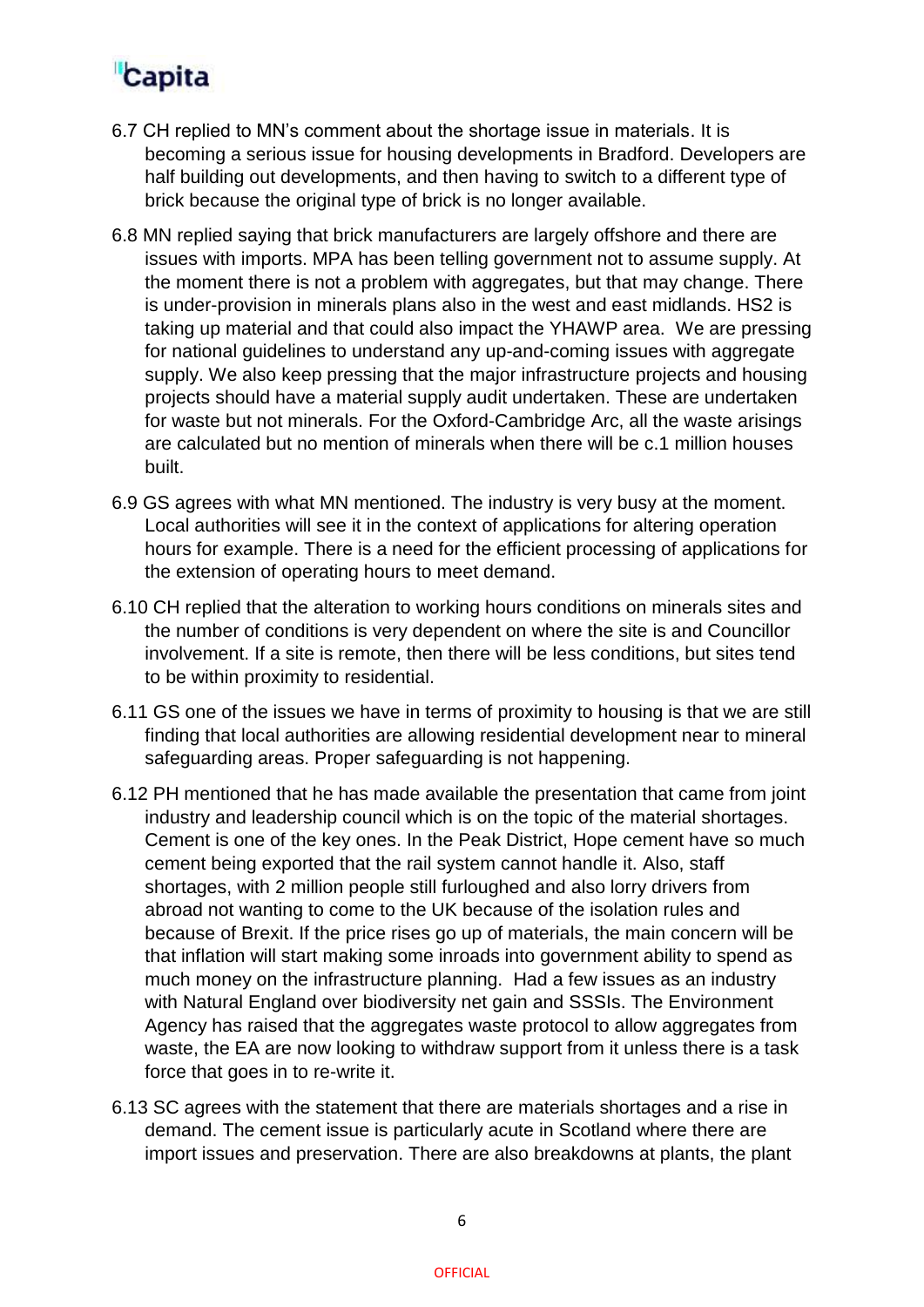6.7 CH replied to MN's comment about the shortage issue in materials. It is becoming a serious issue for housing developments in Bradford. Developers are half building out developments, and then having to switch to a different type of brick because the original type of brick is no longer available.

6.8 MN replied saying that brick manufacturers are largely offshore and there are issues with imports. MPA has been telling government not to assume supply. At the moment there is not a problem with aggregates, but that may change. There is under-provision in minerals plans also in the west and east midlands. HS2 is taking up material and that could also impact the YHAWP area. We are pressing for national guidelines to understand any up-and-coming issues with aggregate supply. We also keep pressing that the major infrastructure projects and housing projects should have a material supply audit undertaken. These are undertaken for waste but not minerals. For the Oxford-Cambridge Arc, all the waste arisings are calculated but no mention of minerals when there will be c.1 million houses built.

6.9 GS agrees with what MN mentioned. The industry is very busy at the moment. Local authorities will see it in the context of applications for altering operation hours for example. There is a need for the efficient processing of applications for the extension of operating hours to meet demand.

6.10 CH replied that the alteration to working hours conditions on minerals sites and the number of conditions is very dependent on where the site is and Councillor involvement. If a site is remote, then there will be less conditions, but sites tend to be within proximity to residential.

6.11 GS one of the issues we have in terms of proximity to housing is that we are still finding that local authorities are allowing residential development near to mineral safeguarding areas. Proper safeguarding is not happening.

6.12 PH mentioned that he has made available the presentation that came from joint industry and leadership council which is on the topic of the material shortages. Cement is one of the key ones. In the Peak District, Hope cement have so much cement being exported that the rail system cannot handle it. Also, staff shortages, with 2 million people still furloughed and also lorry drivers from abroad not wanting to come to the UK because of the isolation rules and because of Brexit. If the price rises go up of materials, the main concern will be that inflation will start making some inroads into government ability to spend as much money on the infrastructure planning. Had a few issues as an industry with Natural England over biodiversity net gain and SSSIs. The Environment Agency has raised that the aggregates waste protocol to allow aggregates from waste, the EA are now looking to withdraw support from it unless there is a task force that goes in to re-write it.

6.13 SC agrees with the statement that there are materials shortages and a rise in demand. The cement issue is particularly acute in Scotland where there are import issues and preservation. There are also breakdowns at plants, the plant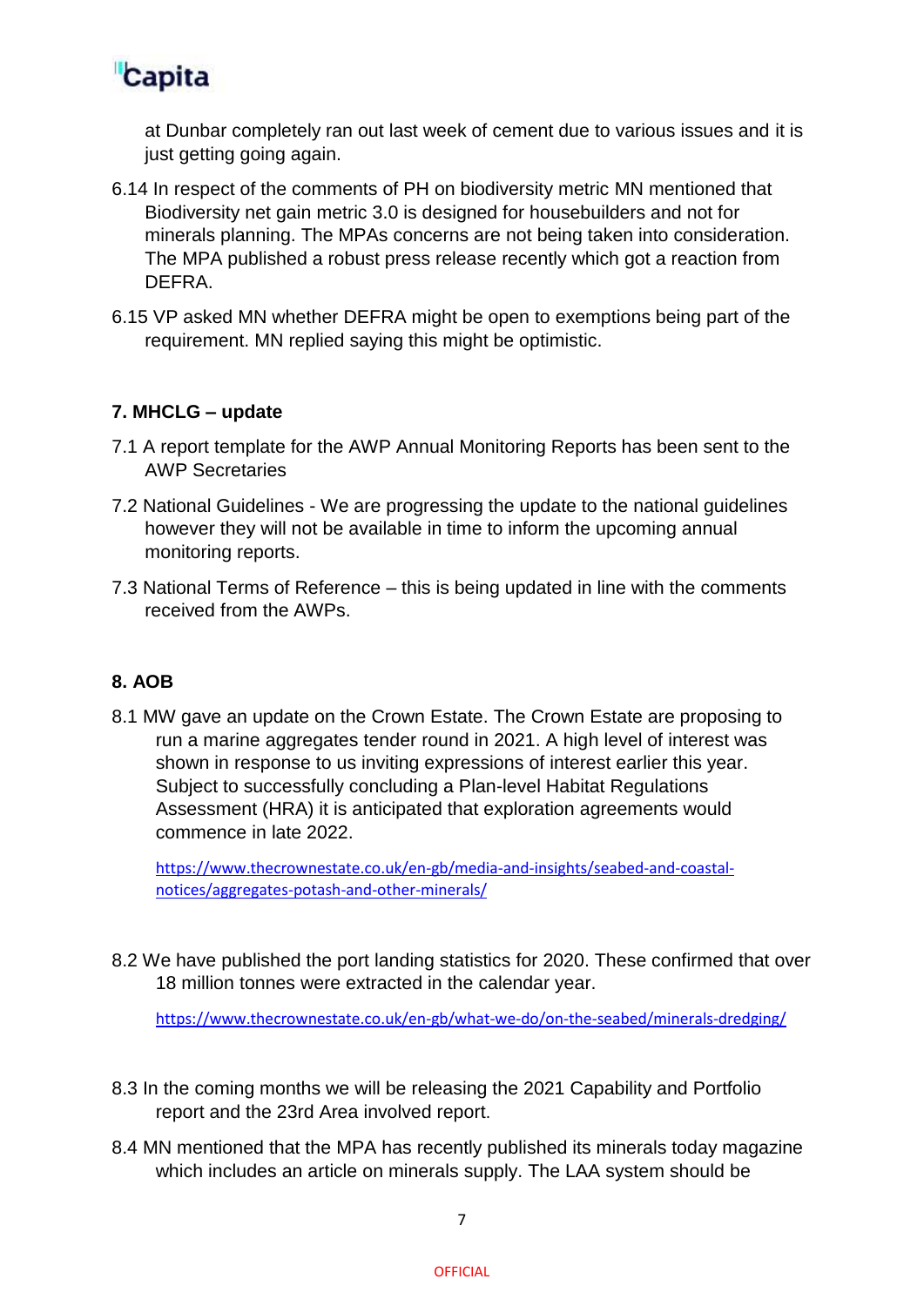at Dunbar completely ran out last week of cement due to various issues and it is just getting going again.

6.14 In respect of the comments of PH on biodiversity metric MN mentioned that Biodiversity net gain metric 3.0 is designed for housebuilders and not for minerals planning. The MPAs concerns are not being taken into consideration. The MPA published a robust press release recently which got a reaction from DEFRA.

6.15 VP asked MN whether DEFRA might be open to exemptions being part of the requirement. MN replied saying this might be optimistic.

## 7. MHCLG – update

7.1 A report template for the AWP Annual Monitoring Reports has been sent to the AWP Secretaries

7.2 National Guidelines - We are progressing the update to the national guidelines however they will not be available in time to inform the upcoming annual monitoring reports.

7.3 National Terms of Reference – this is being updated in line with the comments received from the AWPs.

## 8. AOB

8.1 MW gave an update on the Crown Estate. The Crown Estate are proposing to run a marine aggregates tender round in 2021. A high level of interest was shown in response to us inviting expressions of interest earlier this year. Subject to successfully concluding a Plan-level Habitat Regulations Assessment (HRA) it is anticipated that exploration agreements would commence in late 2022.

https://www.thecrownestate.co.uk/en-gb/media-and-insights/seabed-and-coastal-notices/aggregates-potash-and-other-minerals/

8.2 We have published the port landing statistics for 2020. These confirmed that over 18 million tonnes were extracted in the calendar year.

https://www.thecrownestate.co.uk/en-gb/what-we-do/on-the-seabed/minerals-dredging/

8.3 In the coming months we will be releasing the 2021 Capability and Portfolio report and the 23rd Area involved report.

8.4 MN mentioned that the MPA has recently published its minerals today magazine which includes an article on minerals supply. The LAA system should be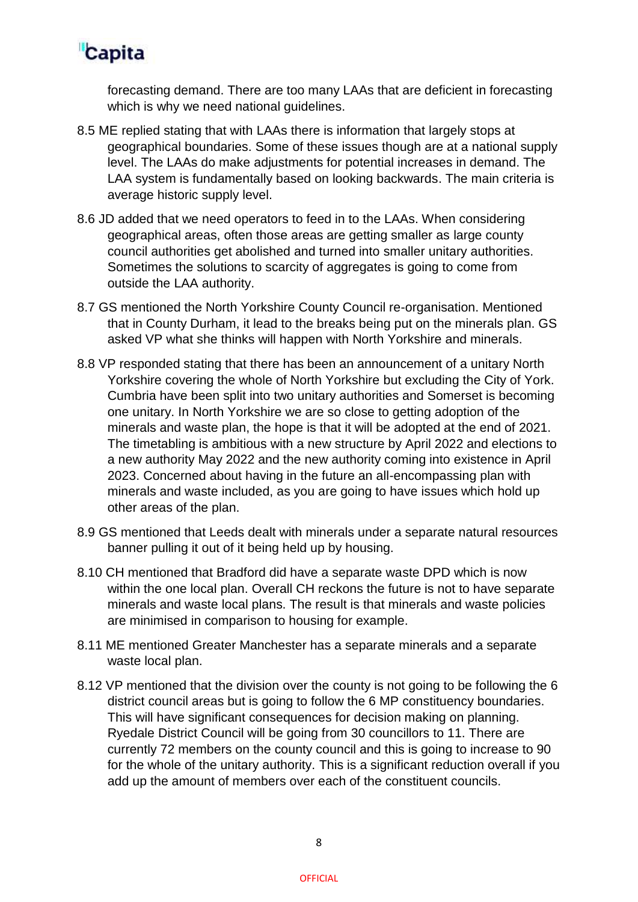forecasting demand. There are too many LAAs that are deficient in forecasting which is why we need national guidelines.

8.5 ME replied stating that with LAAs there is information that largely stops at geographical boundaries. Some of these issues though are at a national supply level. The LAAs do make adjustments for potential increases in demand. The LAA system is fundamentally based on looking backwards. The main criteria is average historic supply level.

8.6 JD added that we need operators to feed in to the LAAs. When considering geographical areas, often those areas are getting smaller as large county council authorities get abolished and turned into smaller unitary authorities. Sometimes the solutions to scarcity of aggregates is going to come from outside the LAA authority.

8.7 GS mentioned the North Yorkshire County Council re-organisation. Mentioned that in County Durham, it lead to the breaks being put on the minerals plan. GS asked VP what she thinks will happen with North Yorkshire and minerals.

8.8 VP responded stating that there has been an announcement of a unitary North Yorkshire covering the whole of North Yorkshire but excluding the City of York. Cumbria have been split into two unitary authorities and Somerset is becoming one unitary. In North Yorkshire we are so close to getting adoption of the minerals and waste plan, the hope is that it will be adopted at the end of 2021. The timetabling is ambitious with a new structure by April 2022 and elections to a new authority May 2022 and the new authority coming into existence in April 2023. Concerned about having in the future an all-encompassing plan with minerals and waste included, as you are going to have issues which hold up other areas of the plan.

8.9 GS mentioned that Leeds dealt with minerals under a separate natural resources banner pulling it out of it being held up by housing.

8.10 CH mentioned that Bradford did have a separate waste DPD which is now within the one local plan. Overall CH reckons the future is not to have separate minerals and waste local plans. The result is that minerals and waste policies are minimised in comparison to housing for example.

8.11 ME mentioned Greater Manchester has a separate minerals and a separate waste local plan.

8.12 VP mentioned that the division over the county is not going to be following the 6 district council areas but is going to follow the 6 MP constituency boundaries. This will have significant consequences for decision making on planning. Ryedale District Council will be going from 30 councillors to 11. There are currently 72 members on the county council and this is going to increase to 90 for the whole of the unitary authority. This is a significant reduction overall if you add up the amount of members over each of the constituent councils.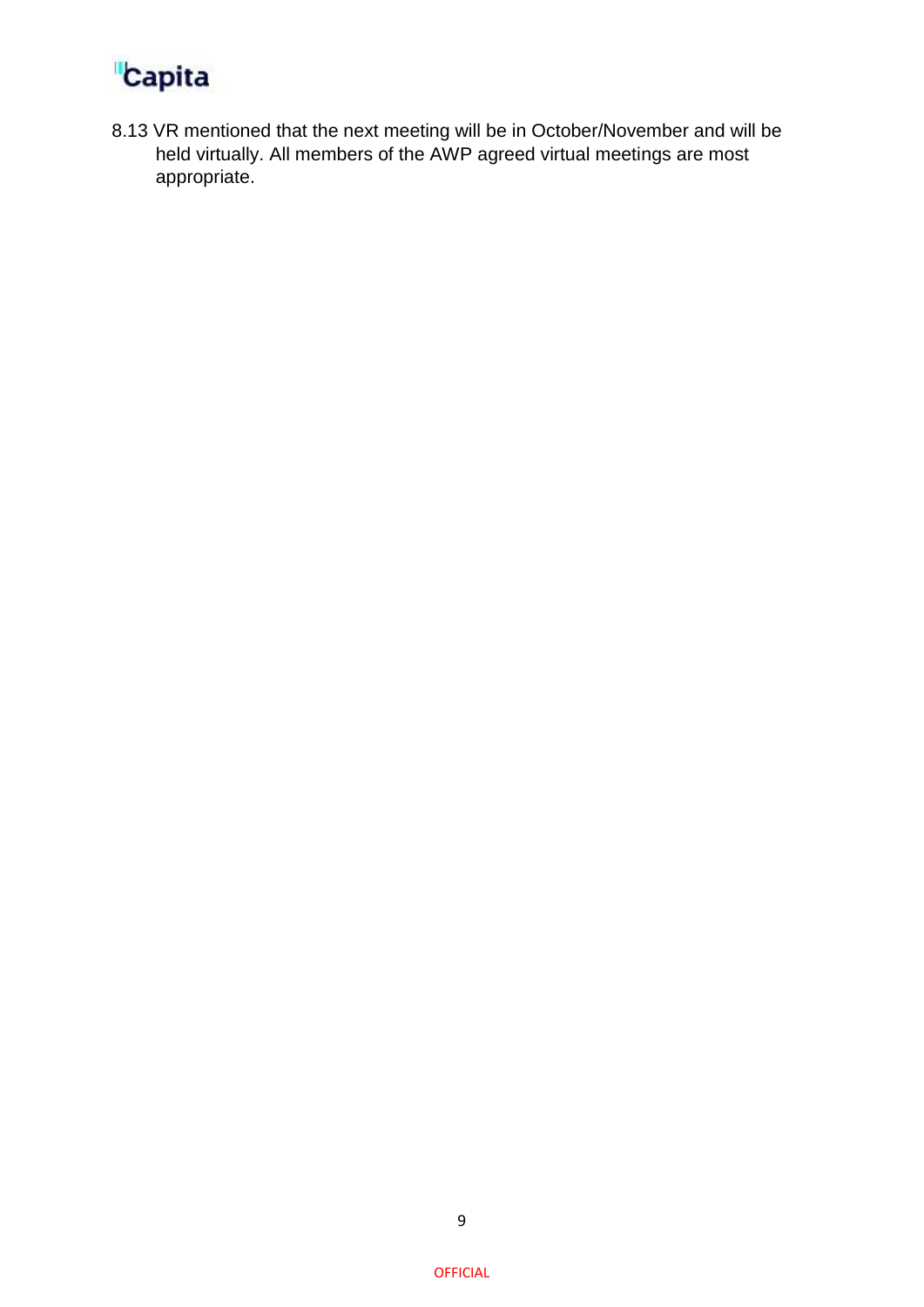8.13 VR mentioned that the next meeting will be in October/November and will be held virtually. All members of the AWP agreed virtual meetings are most appropriate.